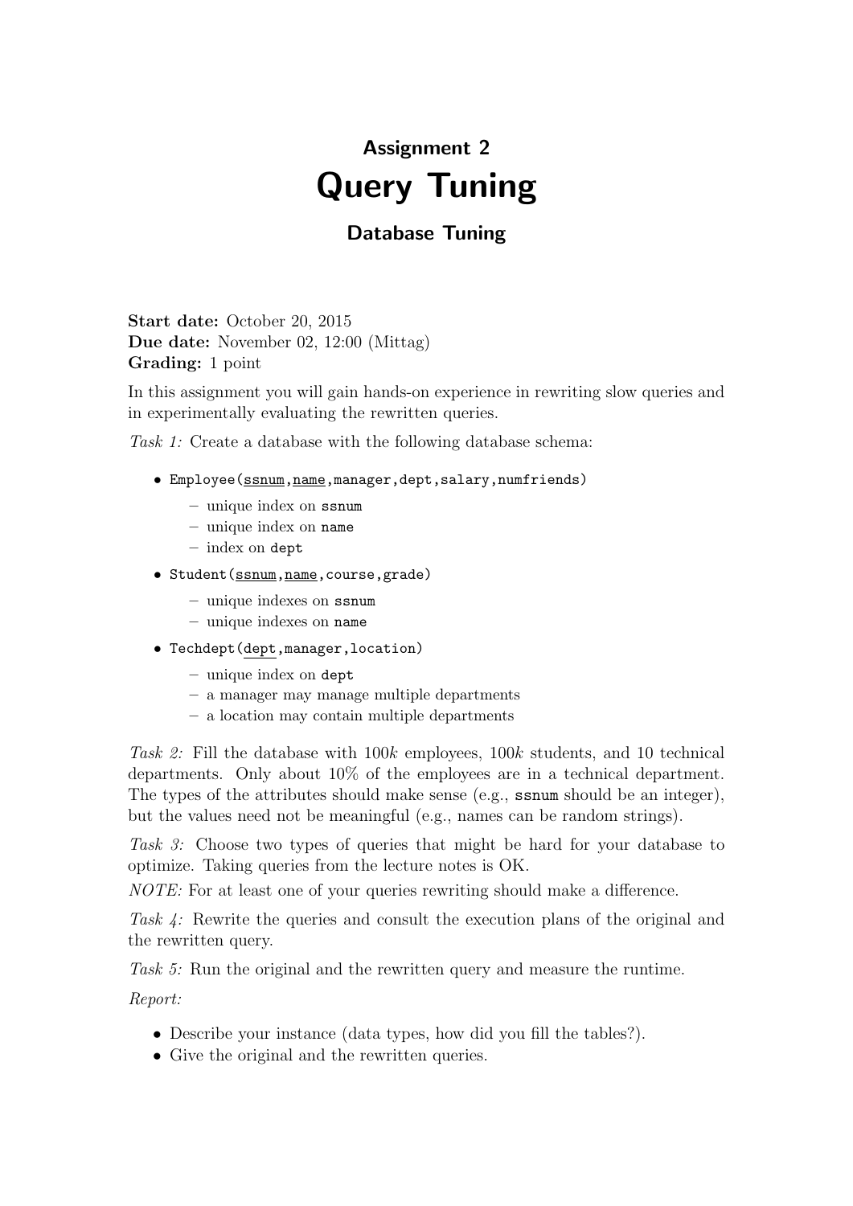## Assignment 2

# Query Tuning

### Database Tuning

**Start date:** October 20, 2015
**Due date:** November 02, 12:00 (Mittag)
**Grading:** 1 point

In this assignment you will gain hands-on experience in rewriting slow queries and in experimentally evaluating the rewritten queries.

*Task 1:* Create a database with the following database schema:

- `Employee(ssnum,name,manager,dept,salary,numfriends)`
  - unique index on `ssnum`
  - unique index on `name`
  - index on `dept`
- `Student(ssnum,name,course,grade)`
  - unique indexes on `ssnum`
  - unique indexes on `name`
- `Techdept(dept,manager,location)`
  - unique index on `dept`
  - a manager may manage multiple departments
  - a location may contain multiple departments

*Task 2:* Fill the database with 100*k* employees, 100*k* students, and 10 technical departments. Only about 10% of the employees are in a technical department. The types of the attributes should make sense (e.g., `ssnum` should be an integer), but the values need not be meaningful (e.g., names can be random strings).

*Task 3:* Choose two types of queries that might be hard for your database to optimize. Taking queries from the lecture notes is OK.

*NOTE:* For at least one of your queries rewriting should make a difference.

*Task 4:* Rewrite the queries and consult the execution plans of the original and the rewritten query.

*Task 5:* Run the original and the rewritten query and measure the runtime.

*Report:*

- Describe your instance (data types, how did you fill the tables?).
- Give the original and the rewritten queries.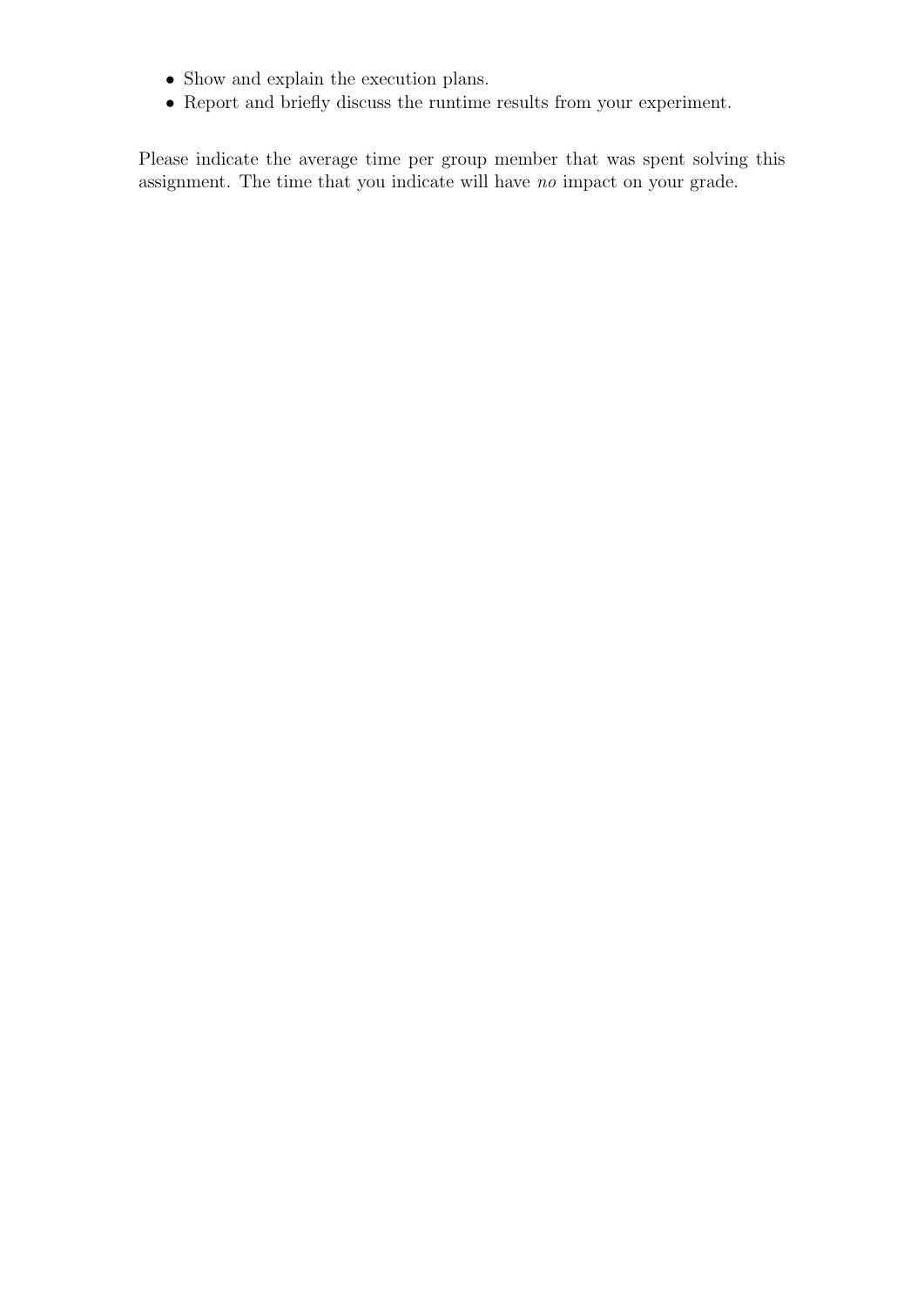- Show and explain the execution plans.
- Report and briefly discuss the runtime results from your experiment.

Please indicate the average time per group member that was spent solving this assignment. The time that you indicate will have *no* impact on your grade.